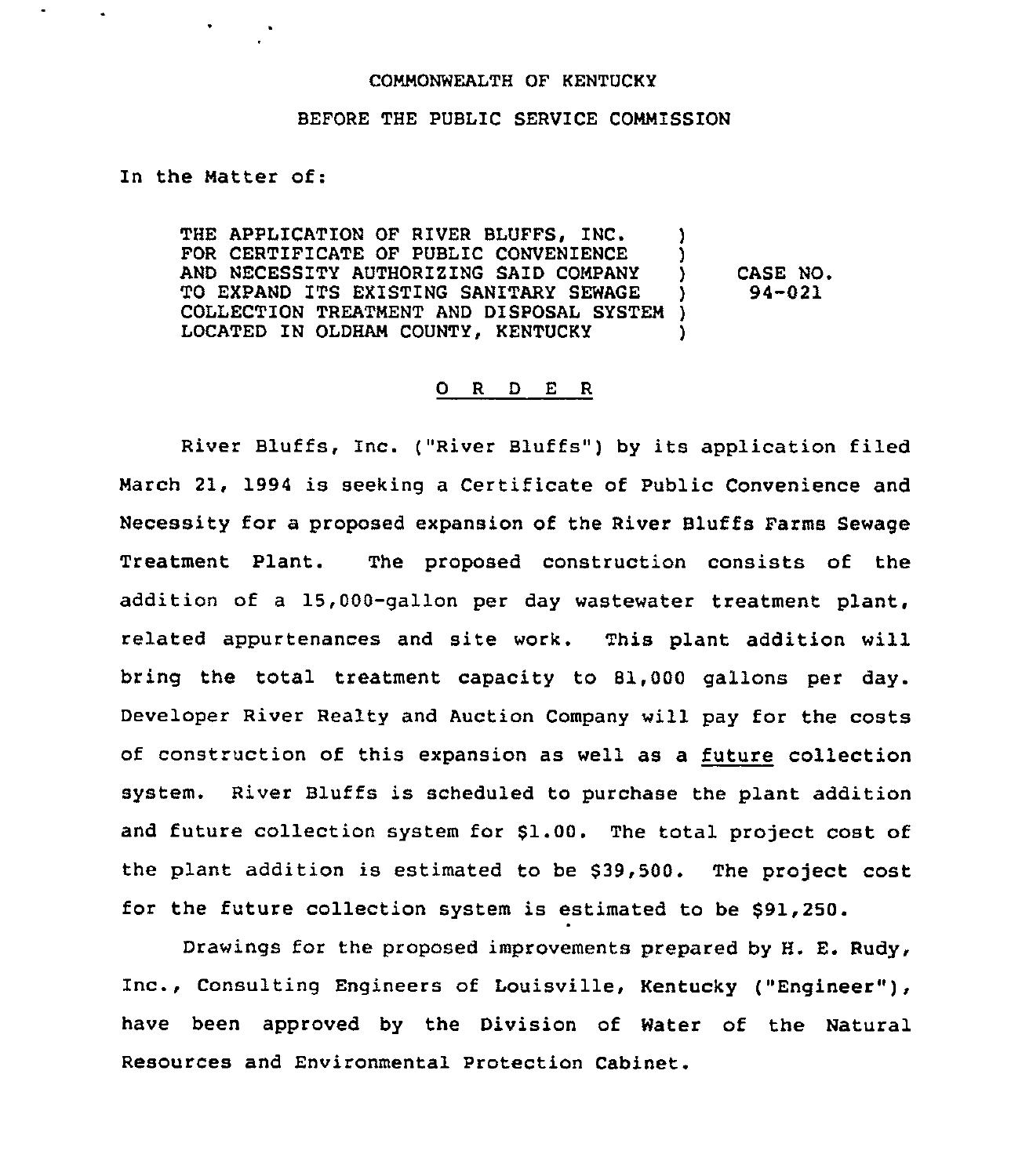COMMONWEALTH OF KENTUCKY

BEFORE THE PUBLIC SERVICE COMMISSION

In the Matter of:

| | |
|---|---|
| THE APPLICATION OF RIVER BLUFFS, INC. FOR CERTIFICATE OF PUBLIC CONVENIENCE AND NECESSITY AUTHORIZING SAID COMPANY TO EXPAND ITS EXISTING SANITARY SEWAGE COLLECTION TREATMENT AND DISPOSAL SYSTEM LOCATED IN OLDHAM COUNTY, KENTUCKY | CASE NO. 94-021 |

## O R D E R

River Bluffs, Inc. ("River Bluffs") by its application filed March 21, 1994 is seeking a Certificate of Public Convenience and Necessity for a proposed expansion of the River Bluffs Farms Sewage Treatment Plant. The proposed construction consists of the addition of a 15,000-gallon per day wastewater treatment plant, related appurtenances and site work. This plant addition will bring the total treatment capacity to 81,000 gallons per day. Developer River Realty and Auction Company will pay for the costs of construction of this expansion as well as a future collection system. River Bluffs is scheduled to purchase the plant addition and future collection system for $1.00. The total project cost of the plant addition is estimated to be $39,500. The project cost for the future collection system is estimated to be $91,250.

Drawings for the proposed improvements prepared by H. E. Rudy, Inc., Consulting Engineers of Louisville, Kentucky ("Engineer"), have been approved by the Division of Water of the Natural Resources and Environmental Protection Cabinet.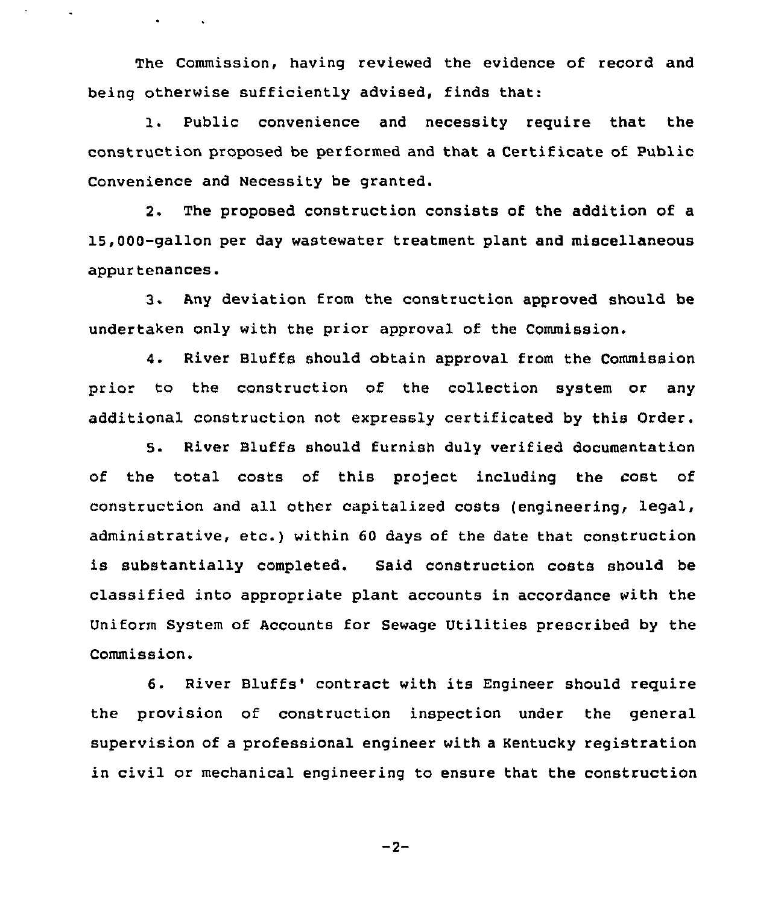The Commission, having reviewed the evidence of record and being otherwise sufficiently advised, finds that:

1. Public convenience and necessity require that the construction proposed be performed and that a Certificate of Public Convenience and Necessity be granted.

2. The proposed construction consists of the addition of a 15,000-gallon per day wastewater treatment plant and miscellaneous appurtenances.

3. Any deviation from the construction approved should be undertaken only with the prior approval of the Commission.

4. River Bluffs should obtain approval from the Commission prior to the construction of the collection system or any additional construction not expressly certificated by this Order.

5. River Bluffs should furnish duly verified documentation of the total costs of this project including the cost of construction and all other capitalized costs (engineering, legal, administrative, etc.) within 60 days of the date that construction is substantially completed. Said construction costs should be classified into appropriate plant accounts in accordance with the Uniform System of Accounts for Sewage Utilities prescribed by the Commission.

6. River Bluffs' contract with its Engineer should require the provision of construction inspection under the general supervision of a professional engineer with a Kentucky registration in civil or mechanical engineering to ensure that the construction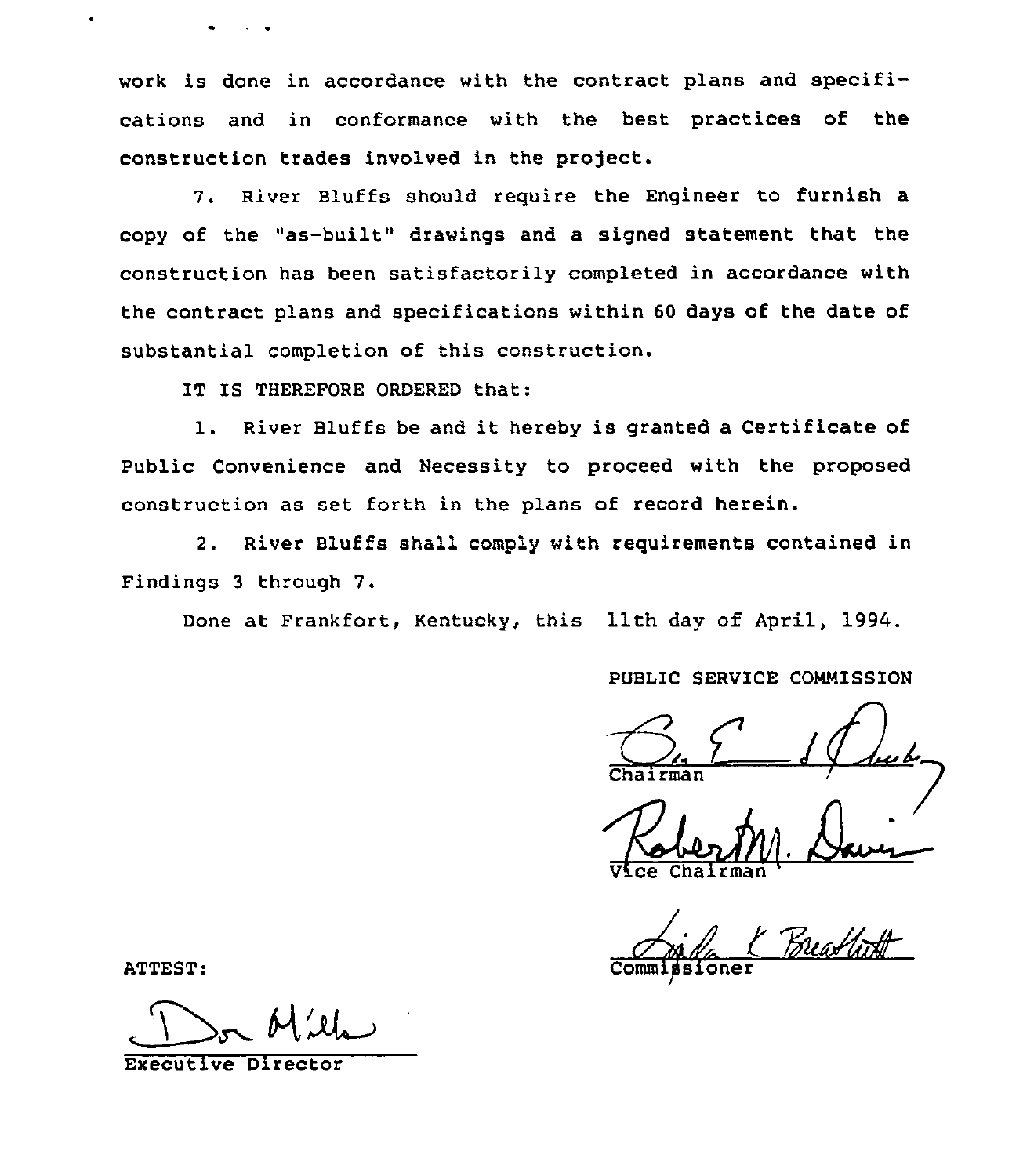work is done in accordance with the contract plans and specifications and in conformance with the best practices of the construction trades involved in the project.

7. River Bluffs should require the Engineer to furnish a copy of the "as-built" drawings and a signed statement that the construction has been satisfactorily completed in accordance with the contract plans and specifications within 60 days of the date of substantial completion of this construction.

IT IS THEREFORE ORDERED that:

1. River Bluffs be and it hereby is granted a Certificate of Public Convenience and Necessity to proceed with the proposed construction as set forth in the plans of record herein.

2. River Bluffs shall comply with requirements contained in Findings 3 through 7.

Done at Frankfort, Kentucky, this 11th day of April, 1994.

PUBLIC SERVICE COMMISSION

Chairman

Vice Chairman

Commissioner

ATTEST:

Executive Director